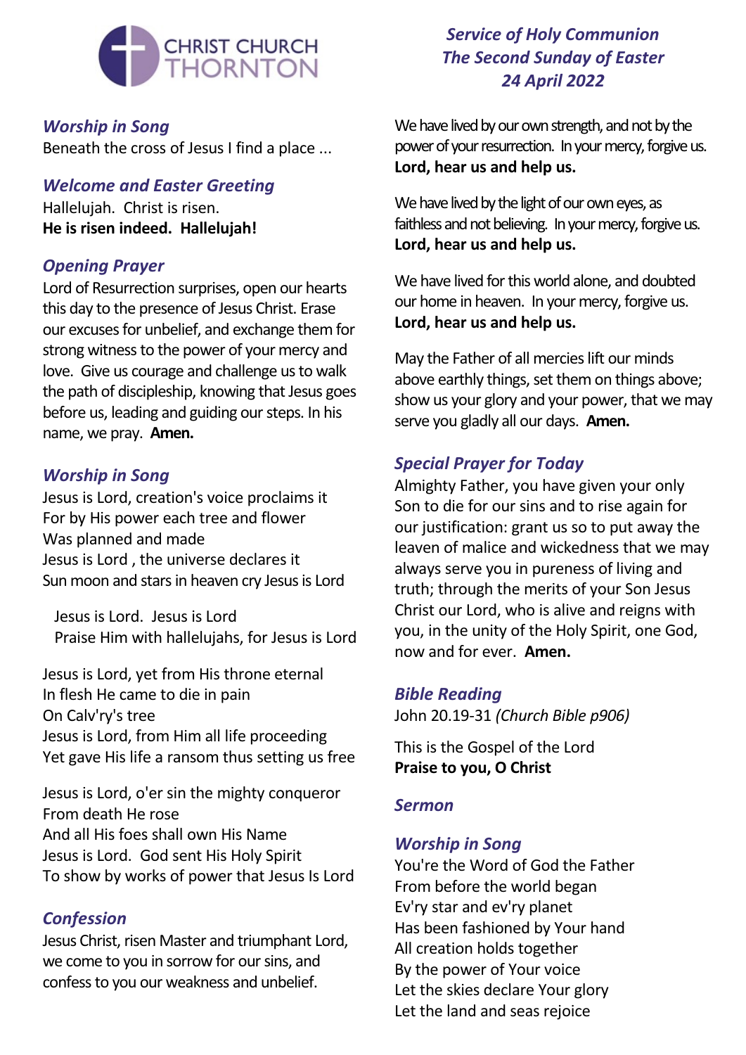CHRIST CHURCH THORNTON

# Service of Holy Communion
## The Second Sunday of Easter
## 24 April 2022

### *Worship in Song*

Beneath the cross of Jesus I find a place ...

### *Welcome and Easter Greeting*

Hallelujah. Christ is risen.
**He is risen indeed. Hallelujah!**

### *Opening Prayer*

Lord of Resurrection surprises, open our hearts this day to the presence of Jesus Christ. Erase our excuses for unbelief, and exchange them for strong witness to the power of your mercy and love. Give us courage and challenge us to walk the path of discipleship, knowing that Jesus goes before us, leading and guiding our steps. In his name, we pray. **Amen.**

### *Worship in Song*

Jesus is Lord, creation's voice proclaims it
For by His power each tree and flower
Was planned and made
Jesus is Lord , the universe declares it
Sun moon and stars in heaven cry Jesus is Lord

Jesus is Lord. Jesus is Lord
Praise Him with hallelujahs, for Jesus is Lord

Jesus is Lord, yet from His throne eternal
In flesh He came to die in pain
On Calv'ry's tree
Jesus is Lord, from Him all life proceeding
Yet gave His life a ransom thus setting us free

Jesus is Lord, o'er sin the mighty conqueror
From death He rose
And all His foes shall own His Name
Jesus is Lord. God sent His Holy Spirit
To show by works of power that Jesus Is Lord

### *Confession*

Jesus Christ, risen Master and triumphant Lord, we come to you in sorrow for our sins, and confess to you our weakness and unbelief.

We have lived by our own strength, and not by the power of your resurrection. In your mercy, forgive us.
**Lord, hear us and help us.**

We have lived by the light of our own eyes, as faithless and not believing. In your mercy, forgive us.
**Lord, hear us and help us.**

We have lived for this world alone, and doubted our home in heaven. In your mercy, forgive us.
**Lord, hear us and help us.**

May the Father of all mercies lift our minds above earthly things, set them on things above; show us your glory and your power, that we may serve you gladly all our days. **Amen.**

### *Special Prayer for Today*

Almighty Father, you have given your only Son to die for our sins and to rise again for our justification: grant us so to put away the leaven of malice and wickedness that we may always serve you in pureness of living and truth; through the merits of your Son Jesus Christ our Lord, who is alive and reigns with you, in the unity of the Holy Spirit, one God, now and for ever. **Amen.**

### *Bible Reading*

John 20.19-31 *(Church Bible p906)*

This is the Gospel of the Lord
**Praise to you, O Christ**

### *Sermon*

### *Worship in Song*

You're the Word of God the Father
From before the world began
Ev'ry star and ev'ry planet
Has been fashioned by Your hand
All creation holds together
By the power of Your voice
Let the skies declare Your glory
Let the land and seas rejoice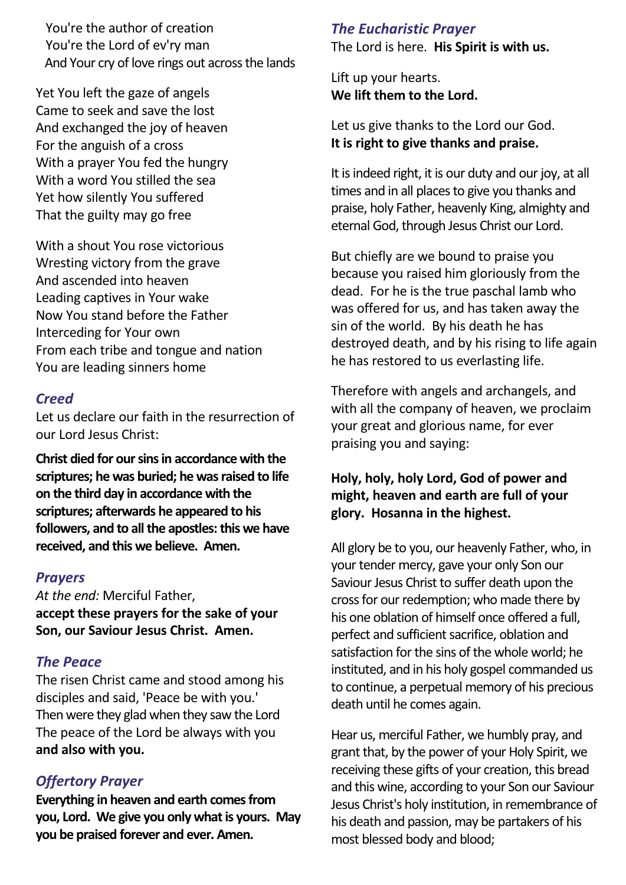You're the author of creation
You're the Lord of ev'ry man
And Your cry of love rings out across the lands

Yet You left the gaze of angels
Came to seek and save the lost
And exchanged the joy of heaven
For the anguish of a cross
With a prayer You fed the hungry
With a word You stilled the sea
Yet how silently You suffered
That the guilty may go free

With a shout You rose victorious
Wresting victory from the grave
And ascended into heaven
Leading captives in Your wake
Now You stand before the Father
Interceding for Your own
From each tribe and tongue and nation
You are leading sinners home

## *Creed*

Let us declare our faith in the resurrection of our Lord Jesus Christ:

**Christ died for our sins in accordance with the scriptures; he was buried; he was raised to life on the third day in accordance with the scriptures; afterwards he appeared to his followers, and to all the apostles: this we have received, and this we believe. Amen.**

## *Prayers*

*At the end:* Merciful Father,
**accept these prayers for the sake of your Son, our Saviour Jesus Christ. Amen.**

## *The Peace*

The risen Christ came and stood among his disciples and said, 'Peace be with you.'
Then were they glad when they saw the Lord
The peace of the Lord be always with you
**and also with you.**

## *Offertory Prayer*

**Everything in heaven and earth comes from you, Lord. We give you only what is yours. May you be praised forever and ever. Amen.**

## *The Eucharistic Prayer*

The Lord is here. **His Spirit is with us.**

Lift up your hearts.
**We lift them to the Lord.**

Let us give thanks to the Lord our God.
**It is right to give thanks and praise.**

It is indeed right, it is our duty and our joy, at all times and in all places to give you thanks and praise, holy Father, heavenly King, almighty and eternal God, through Jesus Christ our Lord.

But chiefly are we bound to praise you because you raised him gloriously from the dead. For he is the true paschal lamb who was offered for us, and has taken away the sin of the world. By his death he has destroyed death, and by his rising to life again he has restored to us everlasting life.

Therefore with angels and archangels, and with all the company of heaven, we proclaim your great and glorious name, for ever praising you and saying:

**Holy, holy, holy Lord, God of power and might, heaven and earth are full of your glory. Hosanna in the highest.**

All glory be to you, our heavenly Father, who, in your tender mercy, gave your only Son our Saviour Jesus Christ to suffer death upon the cross for our redemption; who made there by his one oblation of himself once offered a full, perfect and sufficient sacrifice, oblation and satisfaction for the sins of the whole world; he instituted, and in his holy gospel commanded us to continue, a perpetual memory of his precious death until he comes again.

Hear us, merciful Father, we humbly pray, and grant that, by the power of your Holy Spirit, we receiving these gifts of your creation, this bread and this wine, according to your Son our Saviour Jesus Christ's holy institution, in remembrance of his death and passion, may be partakers of his most blessed body and blood;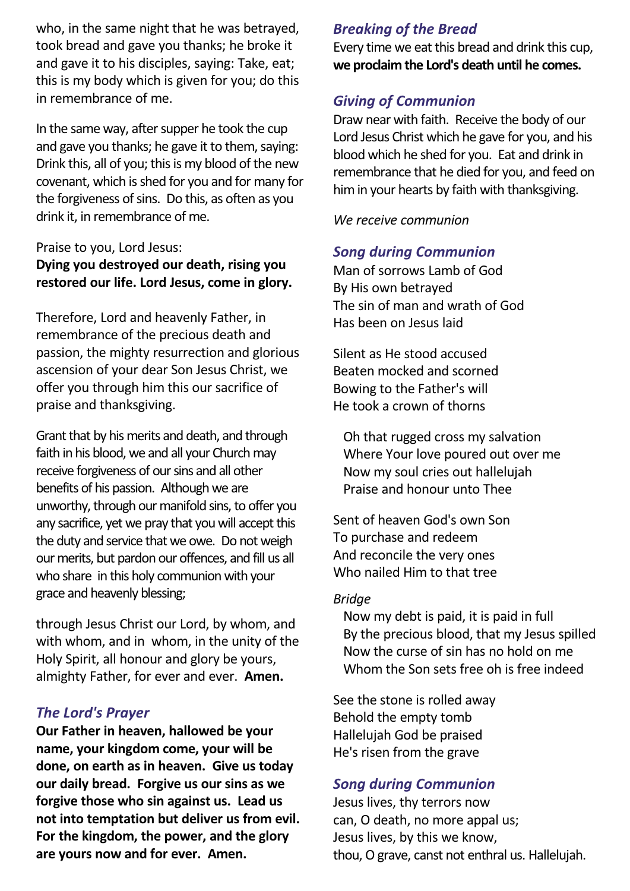who, in the same night that he was betrayed, took bread and gave you thanks; he broke it and gave it to his disciples, saying: Take, eat; this is my body which is given for you; do this in remembrance of me.

In the same way, after supper he took the cup and gave you thanks; he gave it to them, saying: Drink this, all of you; this is my blood of the new covenant, which is shed for you and for many for the forgiveness of sins. Do this, as often as you drink it, in remembrance of me.

Praise to you, Lord Jesus:
**Dying you destroyed our death, rising you restored our life. Lord Jesus, come in glory.**

Therefore, Lord and heavenly Father, in remembrance of the precious death and passion, the mighty resurrection and glorious ascension of your dear Son Jesus Christ, we offer you through him this our sacrifice of praise and thanksgiving.

Grant that by his merits and death, and through faith in his blood, we and all your Church may receive forgiveness of our sins and all other benefits of his passion. Although we are unworthy, through our manifold sins, to offer you any sacrifice, yet we pray that you will accept this the duty and service that we owe. Do not weigh our merits, but pardon our offences, and fill us all who share in this holy communion with your grace and heavenly blessing;

through Jesus Christ our Lord, by whom, and with whom, and in whom, in the unity of the Holy Spirit, all honour and glory be yours, almighty Father, for ever and ever. **Amen.**

## *The Lord's Prayer*

**Our Father in heaven, hallowed be your name, your kingdom come, your will be done, on earth as in heaven. Give us today our daily bread. Forgive us our sins as we forgive those who sin against us. Lead us not into temptation but deliver us from evil. For the kingdom, the power, and the glory are yours now and for ever. Amen.**

## *Breaking of the Bread*

Every time we eat this bread and drink this cup,
**we proclaim the Lord's death until he comes.**

## *Giving of Communion*

Draw near with faith. Receive the body of our Lord Jesus Christ which he gave for you, and his blood which he shed for you. Eat and drink in remembrance that he died for you, and feed on him in your hearts by faith with thanksgiving.

*We receive communion*

## *Song during Communion*

Man of sorrows Lamb of God
By His own betrayed
The sin of man and wrath of God
Has been on Jesus laid

Silent as He stood accused
Beaten mocked and scorned
Bowing to the Father's will
He took a crown of thorns

Oh that rugged cross my salvation
Where Your love poured out over me
Now my soul cries out hallelujah
Praise and honour unto Thee

Sent of heaven God's own Son
To purchase and redeem
And reconcile the very ones
Who nailed Him to that tree

*Bridge*
Now my debt is paid, it is paid in full
By the precious blood, that my Jesus spilled
Now the curse of sin has no hold on me
Whom the Son sets free oh is free indeed

See the stone is rolled away
Behold the empty tomb
Hallelujah God be praised
He's risen from the grave

## *Song during Communion*

Jesus lives, thy terrors now
can, O death, no more appal us;
Jesus lives, by this we know,
thou, O grave, canst not enthral us. Hallelujah.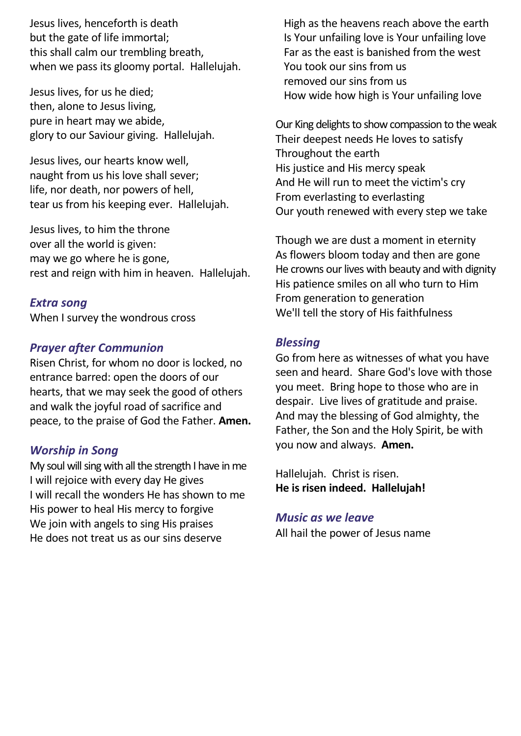Jesus lives, henceforth is death
but the gate of life immortal;
this shall calm our trembling breath,
when we pass its gloomy portal. Hallelujah.

Jesus lives, for us he died;
then, alone to Jesus living,
pure in heart may we abide,
glory to our Saviour giving. Hallelujah.

Jesus lives, our hearts know well,
naught from us his love shall sever;
life, nor death, nor powers of hell,
tear us from his keeping ever. Hallelujah.

Jesus lives, to him the throne
over all the world is given:
may we go where he is gone,
rest and reign with him in heaven. Hallelujah.

### *Extra song*

When I survey the wondrous cross

### *Prayer after Communion*

Risen Christ, for whom no door is locked, no entrance barred: open the doors of our hearts, that we may seek the good of others and walk the joyful road of sacrifice and peace, to the praise of God the Father. **Amen.**

### *Worship in Song*

My soul will sing with all the strength I have in me
I will rejoice with every day He gives
I will recall the wonders He has shown to me
His power to heal His mercy to forgive
We join with angels to sing His praises
He does not treat us as our sins deserve

High as the heavens reach above the earth
Is Your unfailing love is Your unfailing love
Far as the east is banished from the west
You took our sins from us
removed our sins from us
How wide how high is Your unfailing love

Our King delights to show compassion to the weak
Their deepest needs He loves to satisfy
Throughout the earth
His justice and His mercy speak
And He will run to meet the victim's cry
From everlasting to everlasting
Our youth renewed with every step we take

Though we are dust a moment in eternity
As flowers bloom today and then are gone
He crowns our lives with beauty and with dignity
His patience smiles on all who turn to Him
From generation to generation
We'll tell the story of His faithfulness

### *Blessing*

Go from here as witnesses of what you have seen and heard. Share God's love with those you meet. Bring hope to those who are in despair. Live lives of gratitude and praise. And may the blessing of God almighty, the Father, the Son and the Holy Spirit, be with you now and always. **Amen.**

Hallelujah. Christ is risen.
**He is risen indeed. Hallelujah!**

### *Music as we leave*

All hail the power of Jesus name